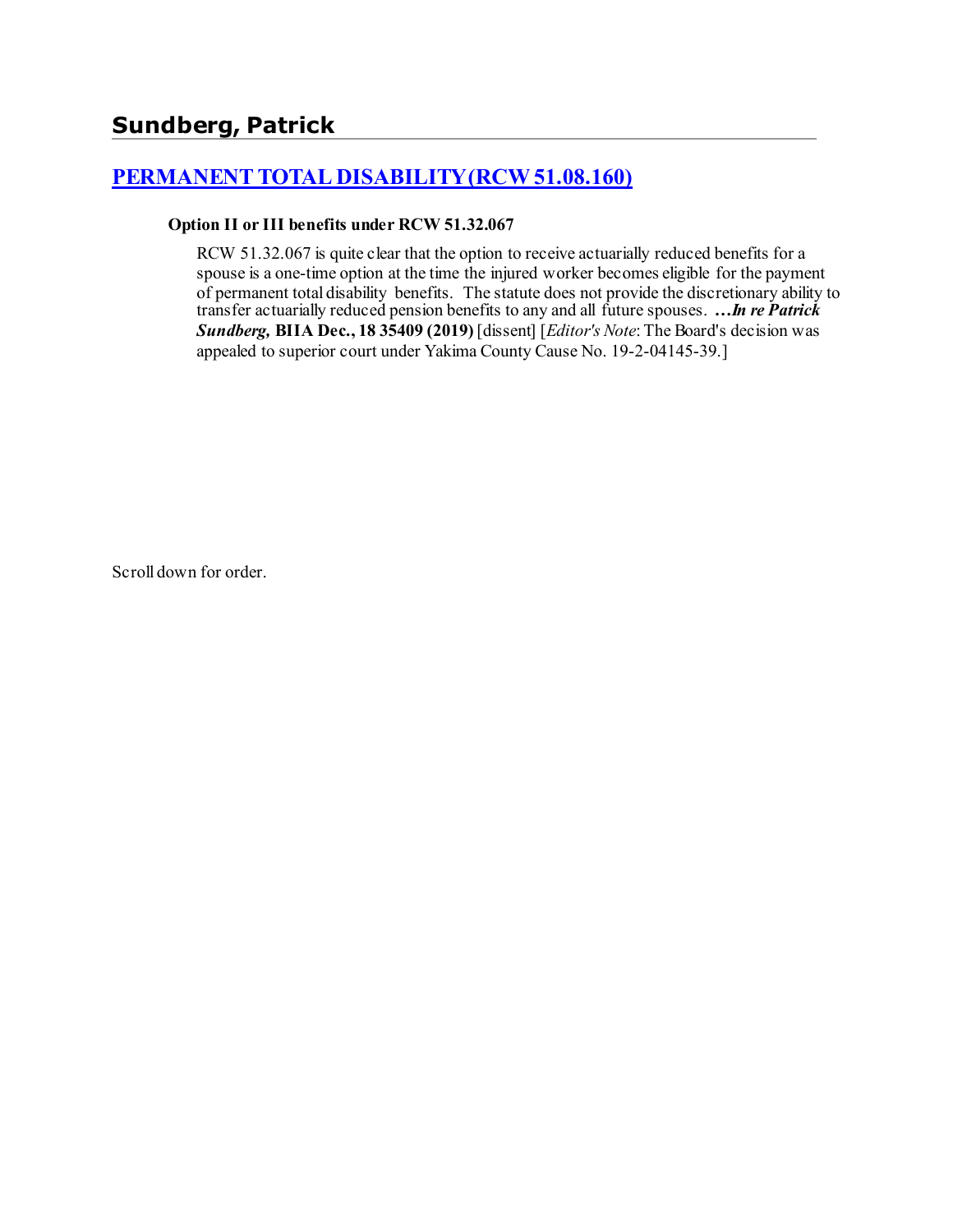## Sundberg, Patrick

### [PERMANENT TOTAL DISABILITY (RCW 51.08.160)]

**Option II or III benefits under RCW 51.32.067**

RCW 51.32.067 is quite clear that the option to receive actuarially reduced benefits for a spouse is a one-time option at the time the injured worker becomes eligible for the payment of permanent total disability benefits. The statute does not provide the discretionary ability to transfer actuarially reduced pension benefits to any and all future spouses. ***…In re Patrick Sundberg,* BIIA Dec., 18 35409 (2019)** [dissent] [*Editor's Note*: The Board's decision was appealed to superior court under Yakima County Cause No. 19-2-04145-39.]

Scroll down for order.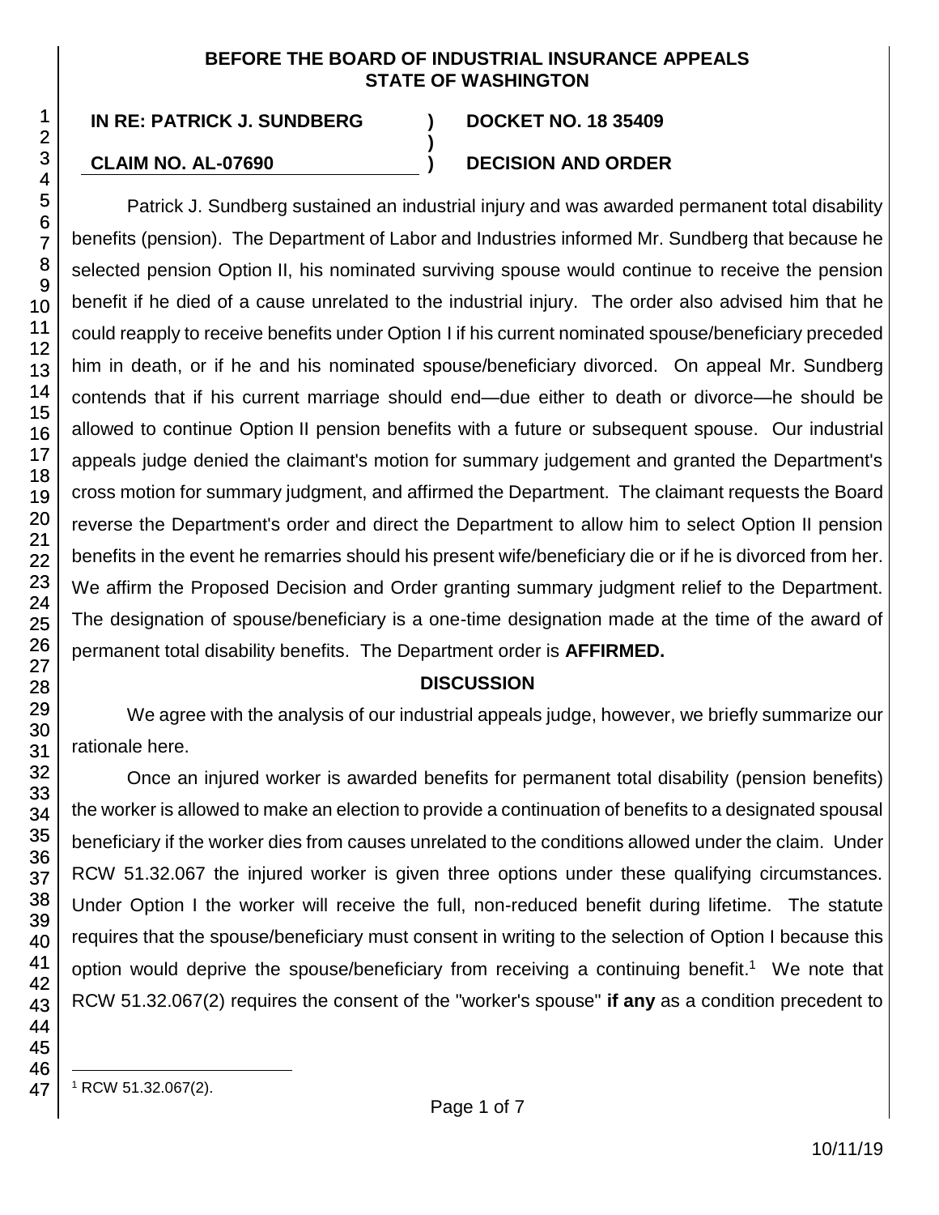**BEFORE THE BOARD OF INDUSTRIAL INSURANCE APPEALS STATE OF WASHINGTON**

| | | |
|---|---|---|
| **IN RE: PATRICK J. SUNDBERG** | **)** | **DOCKET NO. 18 35409** |
| | **)** | |
| **CLAIM NO. AL-07690** | **)** | **DECISION AND ORDER** |

Patrick J. Sundberg sustained an industrial injury and was awarded permanent total disability benefits (pension). The Department of Labor and Industries informed Mr. Sundberg that because he selected pension Option II, his nominated surviving spouse would continue to receive the pension benefit if he died of a cause unrelated to the industrial injury. The order also advised him that he could reapply to receive benefits under Option I if his current nominated spouse/beneficiary preceded him in death, or if he and his nominated spouse/beneficiary divorced. On appeal Mr. Sundberg contends that if his current marriage should end—due either to death or divorce—he should be allowed to continue Option II pension benefits with a future or subsequent spouse. Our industrial appeals judge denied the claimant's motion for summary judgement and granted the Department's cross motion for summary judgment, and affirmed the Department. The claimant requests the Board reverse the Department's order and direct the Department to allow him to select Option II pension benefits in the event he remarries should his present wife/beneficiary die or if he is divorced from her. We affirm the Proposed Decision and Order granting summary judgment relief to the Department. The designation of spouse/beneficiary is a one-time designation made at the time of the award of permanent total disability benefits. The Department order is **AFFIRMED.**

## DISCUSSION

We agree with the analysis of our industrial appeals judge, however, we briefly summarize our rationale here.

Once an injured worker is awarded benefits for permanent total disability (pension benefits) the worker is allowed to make an election to provide a continuation of benefits to a designated spousal beneficiary if the worker dies from causes unrelated to the conditions allowed under the claim. Under RCW 51.32.067 the injured worker is given three options under these qualifying circumstances. Under Option I the worker will receive the full, non-reduced benefit during lifetime. The statute requires that the spouse/beneficiary must consent in writing to the selection of Option I because this option would deprive the spouse/beneficiary from receiving a continuing benefit.[1] We note that RCW 51.32.067(2) requires the consent of the "worker's spouse" **if any** as a condition precedent to

[1] RCW 51.32.067(2).

10/11/19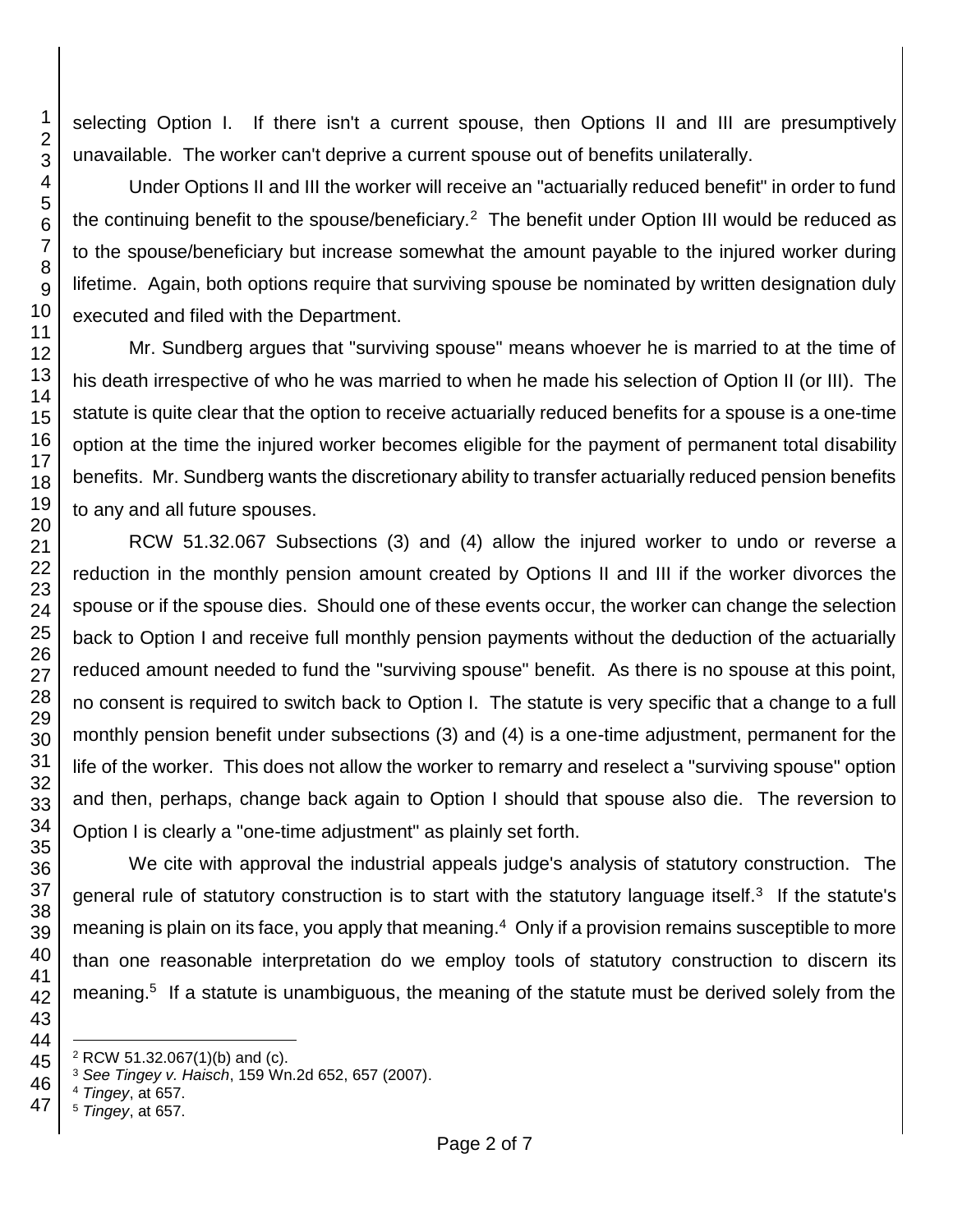selecting Option I. If there isn't a current spouse, then Options II and III are presumptively unavailable. The worker can't deprive a current spouse out of benefits unilaterally.

Under Options II and III the worker will receive an "actuarially reduced benefit" in order to fund the continuing benefit to the spouse/beneficiary.[2] The benefit under Option III would be reduced as to the spouse/beneficiary but increase somewhat the amount payable to the injured worker during lifetime. Again, both options require that surviving spouse be nominated by written designation duly executed and filed with the Department.

Mr. Sundberg argues that "surviving spouse" means whoever he is married to at the time of his death irrespective of who he was married to when he made his selection of Option II (or III). The statute is quite clear that the option to receive actuarially reduced benefits for a spouse is a one-time option at the time the injured worker becomes eligible for the payment of permanent total disability benefits. Mr. Sundberg wants the discretionary ability to transfer actuarially reduced pension benefits to any and all future spouses.

RCW 51.32.067 Subsections (3) and (4) allow the injured worker to undo or reverse a reduction in the monthly pension amount created by Options II and III if the worker divorces the spouse or if the spouse dies. Should one of these events occur, the worker can change the selection back to Option I and receive full monthly pension payments without the deduction of the actuarially reduced amount needed to fund the "surviving spouse" benefit. As there is no spouse at this point, no consent is required to switch back to Option I. The statute is very specific that a change to a full monthly pension benefit under subsections (3) and (4) is a one-time adjustment, permanent for the life of the worker. This does not allow the worker to remarry and reselect a "surviving spouse" option and then, perhaps, change back again to Option I should that spouse also die. The reversion to Option I is clearly a "one-time adjustment" as plainly set forth.

We cite with approval the industrial appeals judge's analysis of statutory construction. The general rule of statutory construction is to start with the statutory language itself.[3] If the statute's meaning is plain on its face, you apply that meaning.[4] Only if a provision remains susceptible to more than one reasonable interpretation do we employ tools of statutory construction to discern its meaning.[5] If a statute is unambiguous, the meaning of the statute must be derived solely from the

---

[2] RCW 51.32.067(1)(b) and (c).

[3] *See Tingey v. Haisch*, 159 Wn.2d 652, 657 (2007).

[4] *Tingey*, at 657.

[5] *Tingey*, at 657.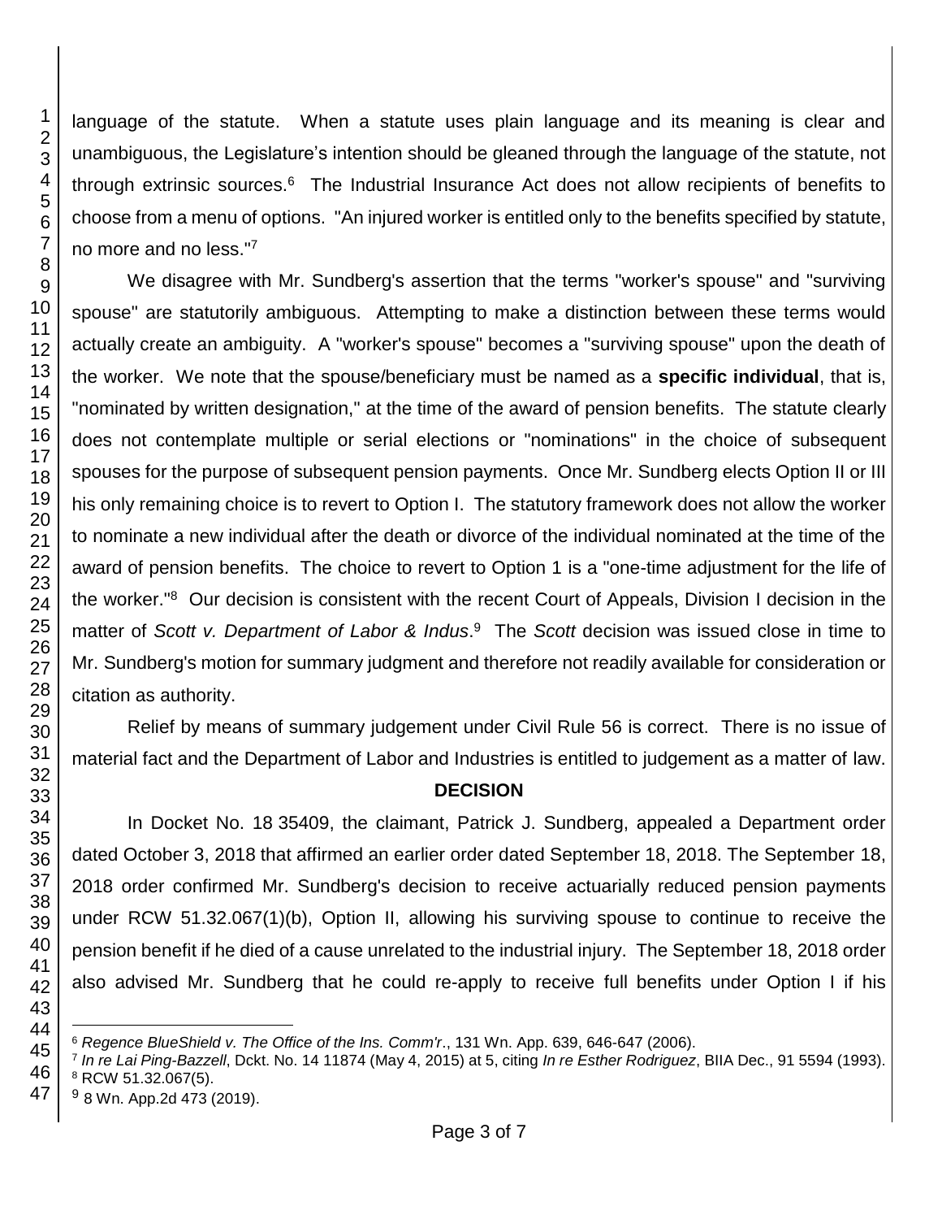language of the statute. When a statute uses plain language and its meaning is clear and unambiguous, the Legislature's intention should be gleaned through the language of the statute, not through extrinsic sources.[6] The Industrial Insurance Act does not allow recipients of benefits to choose from a menu of options. "An injured worker is entitled only to the benefits specified by statute, no more and no less."[7]

We disagree with Mr. Sundberg's assertion that the terms "worker's spouse" and "surviving spouse" are statutorily ambiguous. Attempting to make a distinction between these terms would actually create an ambiguity. A "worker's spouse" becomes a "surviving spouse" upon the death of the worker. We note that the spouse/beneficiary must be named as a **specific individual**, that is, "nominated by written designation," at the time of the award of pension benefits. The statute clearly does not contemplate multiple or serial elections or "nominations" in the choice of subsequent spouses for the purpose of subsequent pension payments. Once Mr. Sundberg elects Option II or III his only remaining choice is to revert to Option I. The statutory framework does not allow the worker to nominate a new individual after the death or divorce of the individual nominated at the time of the award of pension benefits. The choice to revert to Option 1 is a "one-time adjustment for the life of the worker."[8] Our decision is consistent with the recent Court of Appeals, Division I decision in the matter of *Scott v. Department of Labor & Indus*.[9] The *Scott* decision was issued close in time to Mr. Sundberg's motion for summary judgment and therefore not readily available for consideration or citation as authority.

Relief by means of summary judgement under Civil Rule 56 is correct. There is no issue of material fact and the Department of Labor and Industries is entitled to judgement as a matter of law.

## DECISION

In Docket No. 18 35409, the claimant, Patrick J. Sundberg, appealed a Department order dated October 3, 2018 that affirmed an earlier order dated September 18, 2018. The September 18, 2018 order confirmed Mr. Sundberg's decision to receive actuarially reduced pension payments under RCW 51.32.067(1)(b), Option II, allowing his surviving spouse to continue to receive the pension benefit if he died of a cause unrelated to the industrial injury. The September 18, 2018 order also advised Mr. Sundberg that he could re-apply to receive full benefits under Option I if his

---

[6] *Regence BlueShield v. The Office of the Ins. Comm'r*., 131 Wn. App. 639, 646-647 (2006).

[7] *In re Lai Ping-Bazzell*, Dckt. No. 14 11874 (May 4, 2015) at 5, citing *In re Esther Rodriguez*, BIIA Dec., 91 5594 (1993).

[8] RCW 51.32.067(5).

[9] 8 Wn. App.2d 473 (2019).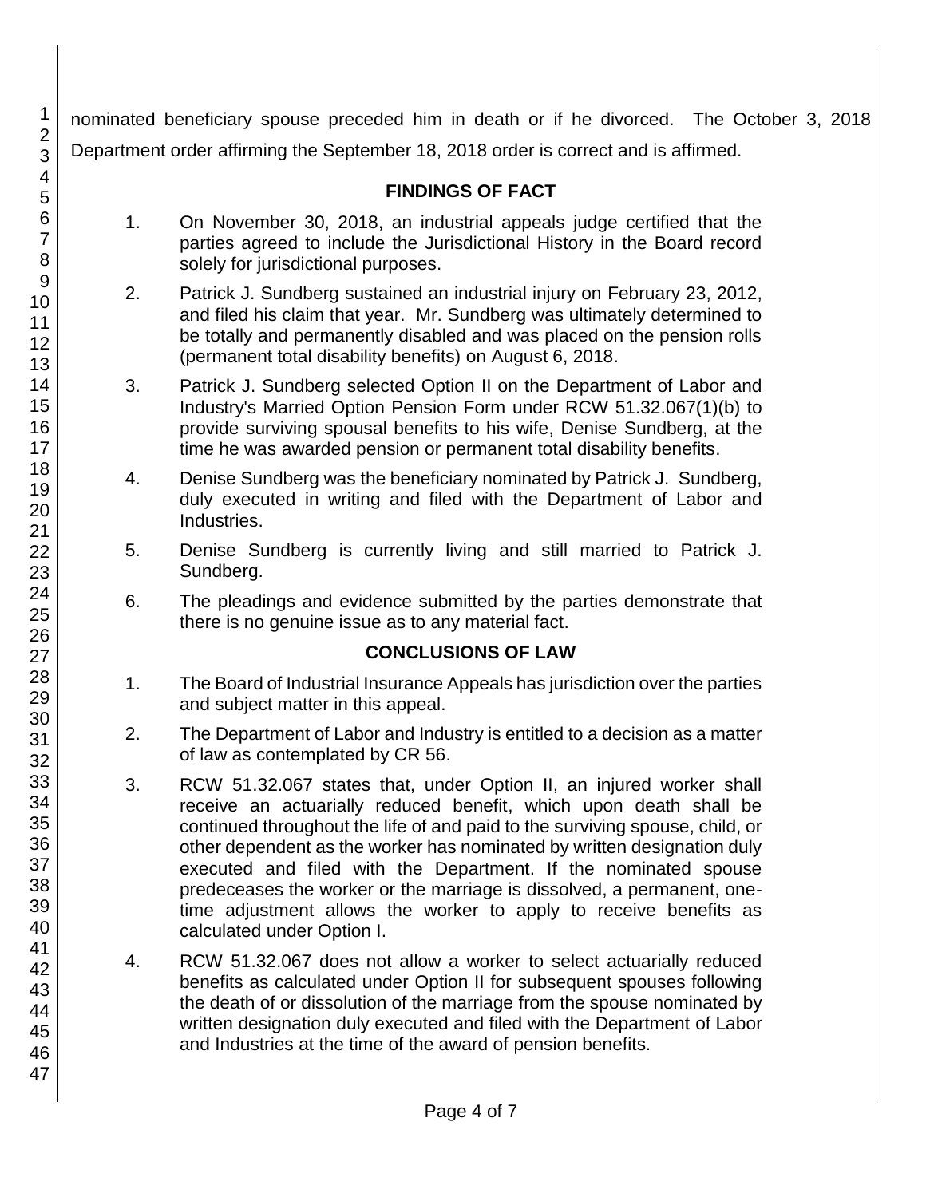nominated beneficiary spouse preceded him in death or if he divorced. The October 3, 2018 Department order affirming the September 18, 2018 order is correct and is affirmed.

## FINDINGS OF FACT

1. On November 30, 2018, an industrial appeals judge certified that the parties agreed to include the Jurisdictional History in the Board record solely for jurisdictional purposes.

2. Patrick J. Sundberg sustained an industrial injury on February 23, 2012, and filed his claim that year. Mr. Sundberg was ultimately determined to be totally and permanently disabled and was placed on the pension rolls (permanent total disability benefits) on August 6, 2018.

3. Patrick J. Sundberg selected Option II on the Department of Labor and Industry's Married Option Pension Form under RCW 51.32.067(1)(b) to provide surviving spousal benefits to his wife, Denise Sundberg, at the time he was awarded pension or permanent total disability benefits.

4. Denise Sundberg was the beneficiary nominated by Patrick J. Sundberg, duly executed in writing and filed with the Department of Labor and Industries.

5. Denise Sundberg is currently living and still married to Patrick J. Sundberg.

6. The pleadings and evidence submitted by the parties demonstrate that there is no genuine issue as to any material fact.

## CONCLUSIONS OF LAW

1. The Board of Industrial Insurance Appeals has jurisdiction over the parties and subject matter in this appeal.

2. The Department of Labor and Industry is entitled to a decision as a matter of law as contemplated by CR 56.

3. RCW 51.32.067 states that, under Option II, an injured worker shall receive an actuarially reduced benefit, which upon death shall be continued throughout the life of and paid to the surviving spouse, child, or other dependent as the worker has nominated by written designation duly executed and filed with the Department. If the nominated spouse predeceases the worker or the marriage is dissolved, a permanent, one-time adjustment allows the worker to apply to receive benefits as calculated under Option I.

4. RCW 51.32.067 does not allow a worker to select actuarially reduced benefits as calculated under Option II for subsequent spouses following the death of or dissolution of the marriage from the spouse nominated by written designation duly executed and filed with the Department of Labor and Industries at the time of the award of pension benefits.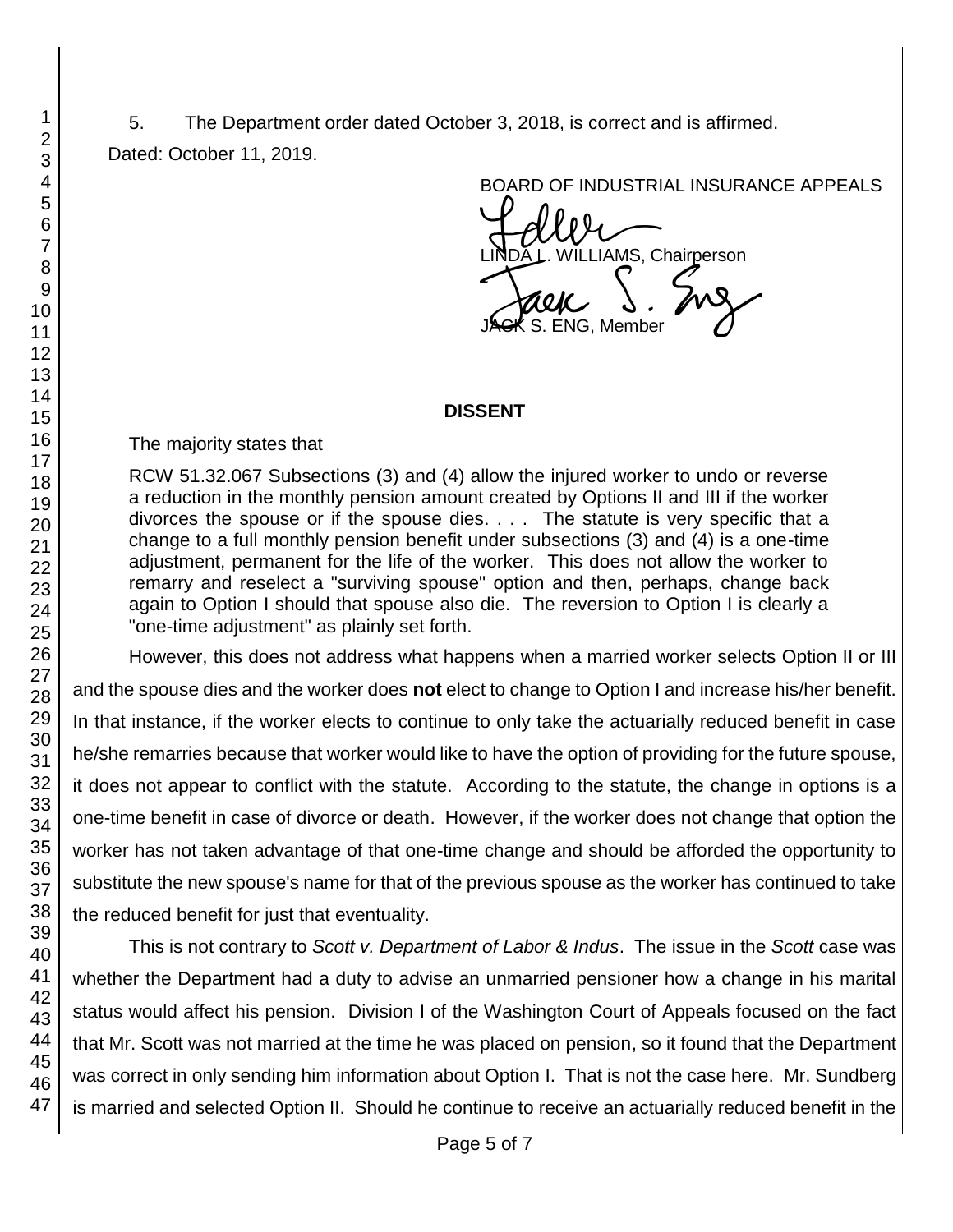5. The Department order dated October 3, 2018, is correct and is affirmed.

Dated: October 11, 2019.

BOARD OF INDUSTRIAL INSURANCE APPEALS

LINDA L. WILLIAMS, Chairperson

JACK S. ENG, Member

## DISSENT

The majority states that

> RCW 51.32.067 Subsections (3) and (4) allow the injured worker to undo or reverse a reduction in the monthly pension amount created by Options II and III if the worker divorces the spouse or if the spouse dies. . . . The statute is very specific that a change to a full monthly pension benefit under subsections (3) and (4) is a one-time adjustment, permanent for the life of the worker. This does not allow the worker to remarry and reselect a "surviving spouse" option and then, perhaps, change back again to Option I should that spouse also die. The reversion to Option I is clearly a "one-time adjustment" as plainly set forth.

However, this does not address what happens when a married worker selects Option II or III and the spouse dies and the worker does **not** elect to change to Option I and increase his/her benefit. In that instance, if the worker elects to continue to only take the actuarially reduced benefit in case he/she remarries because that worker would like to have the option of providing for the future spouse, it does not appear to conflict with the statute. According to the statute, the change in options is a one-time benefit in case of divorce or death. However, if the worker does not change that option the worker has not taken advantage of that one-time change and should be afforded the opportunity to substitute the new spouse's name for that of the previous spouse as the worker has continued to take the reduced benefit for just that eventuality.

This is not contrary to *Scott v. Department of Labor & Indus*. The issue in the *Scott* case was whether the Department had a duty to advise an unmarried pensioner how a change in his marital status would affect his pension. Division I of the Washington Court of Appeals focused on the fact that Mr. Scott was not married at the time he was placed on pension, so it found that the Department was correct in only sending him information about Option I. That is not the case here. Mr. Sundberg is married and selected Option II. Should he continue to receive an actuarially reduced benefit in the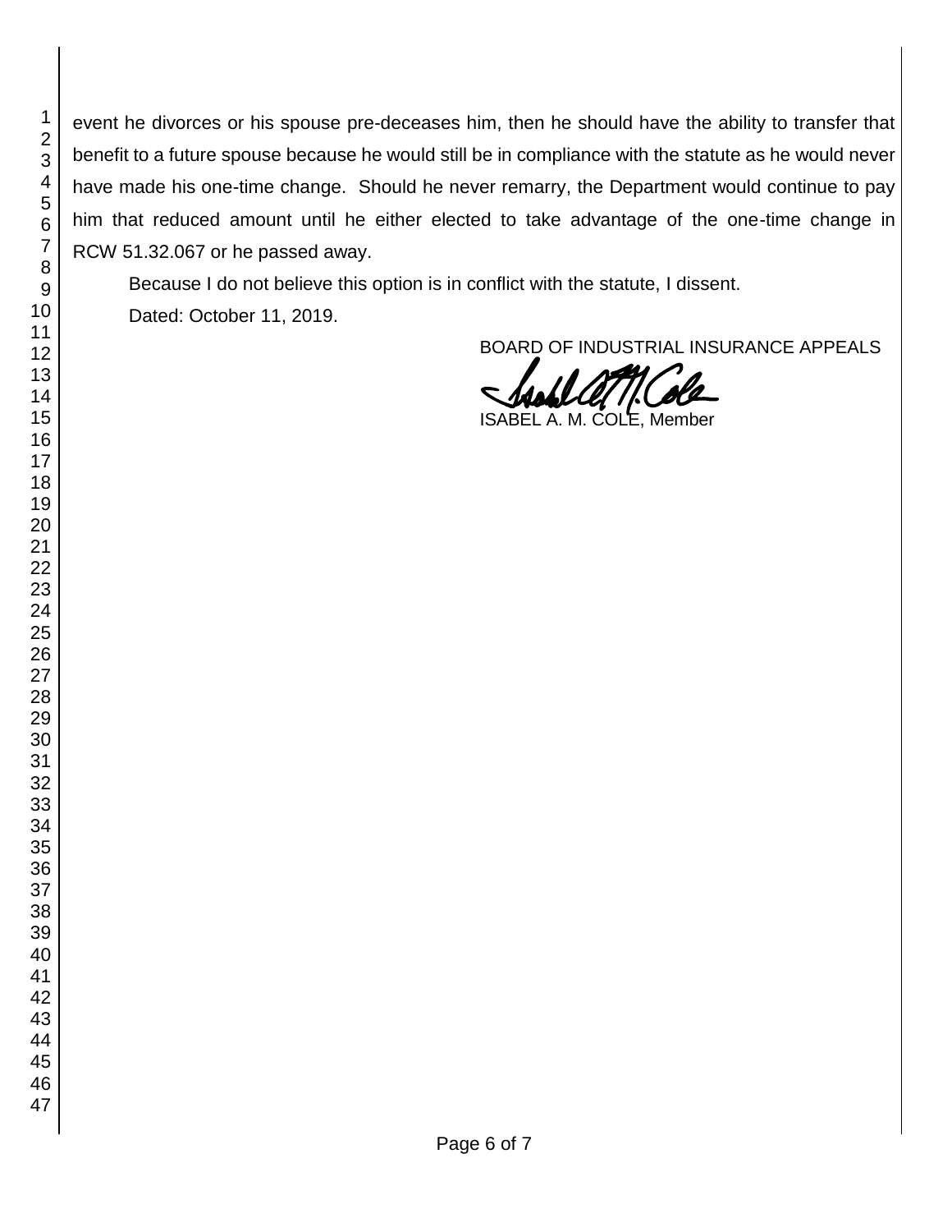event he divorces or his spouse pre-deceases him, then he should have the ability to transfer that benefit to a future spouse because he would still be in compliance with the statute as he would never have made his one-time change. Should he never remarry, the Department would continue to pay him that reduced amount until he either elected to take advantage of the one-time change in RCW 51.32.067 or he passed away.

Because I do not believe this option is in conflict with the statute, I dissent.

Dated: October 11, 2019.

BOARD OF INDUSTRIAL INSURANCE APPEALS

ISABEL A. M. COLE, Member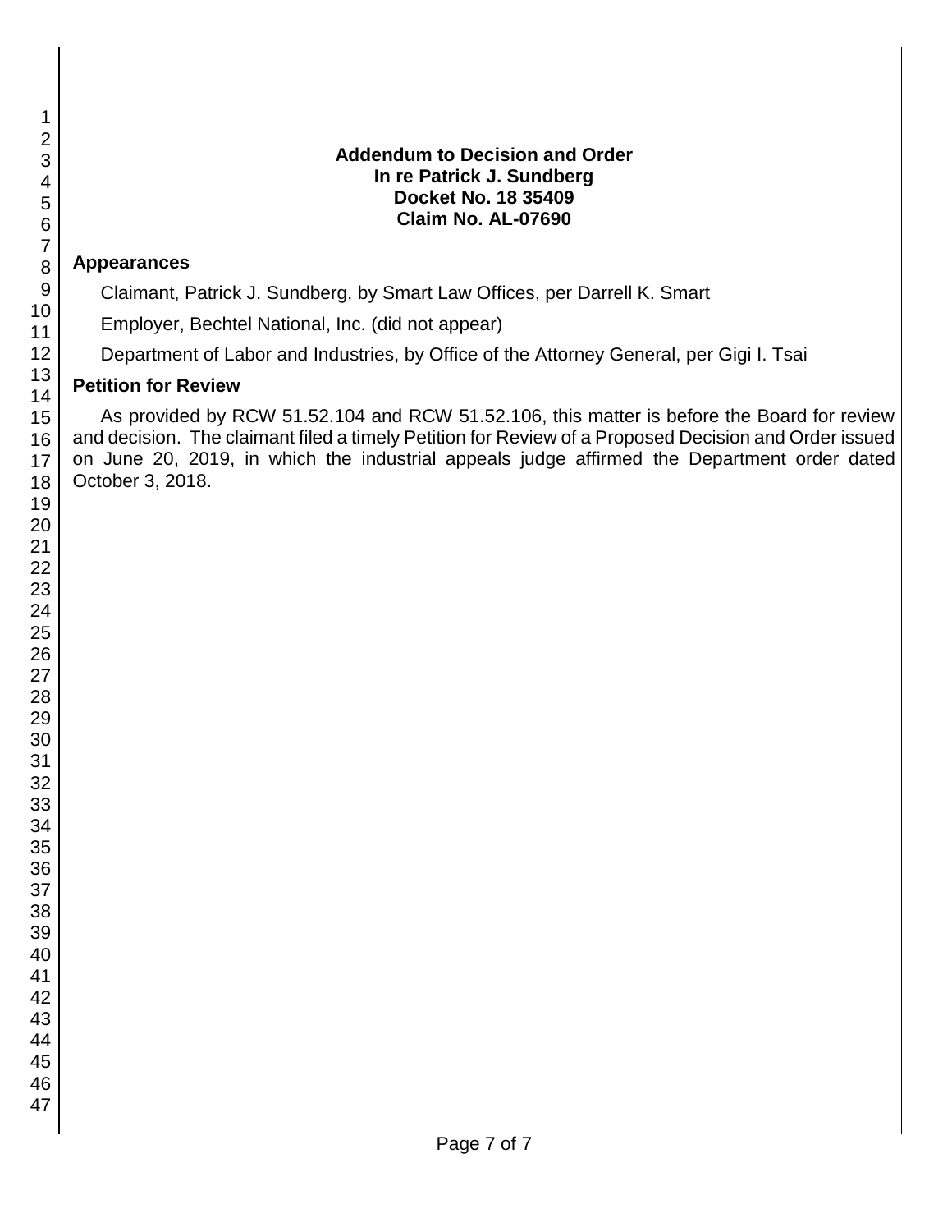**Addendum to Decision and Order**
**In re Patrick J. Sundberg**
**Docket No. 18 35409**
**Claim No. AL-07690**

## Appearances

Claimant, Patrick J. Sundberg, by Smart Law Offices, per Darrell K. Smart

Employer, Bechtel National, Inc. (did not appear)

Department of Labor and Industries, by Office of the Attorney General, per Gigi I. Tsai

## Petition for Review

As provided by RCW 51.52.104 and RCW 51.52.106, this matter is before the Board for review and decision. The claimant filed a timely Petition for Review of a Proposed Decision and Order issued on June 20, 2019, in which the industrial appeals judge affirmed the Department order dated October 3, 2018.